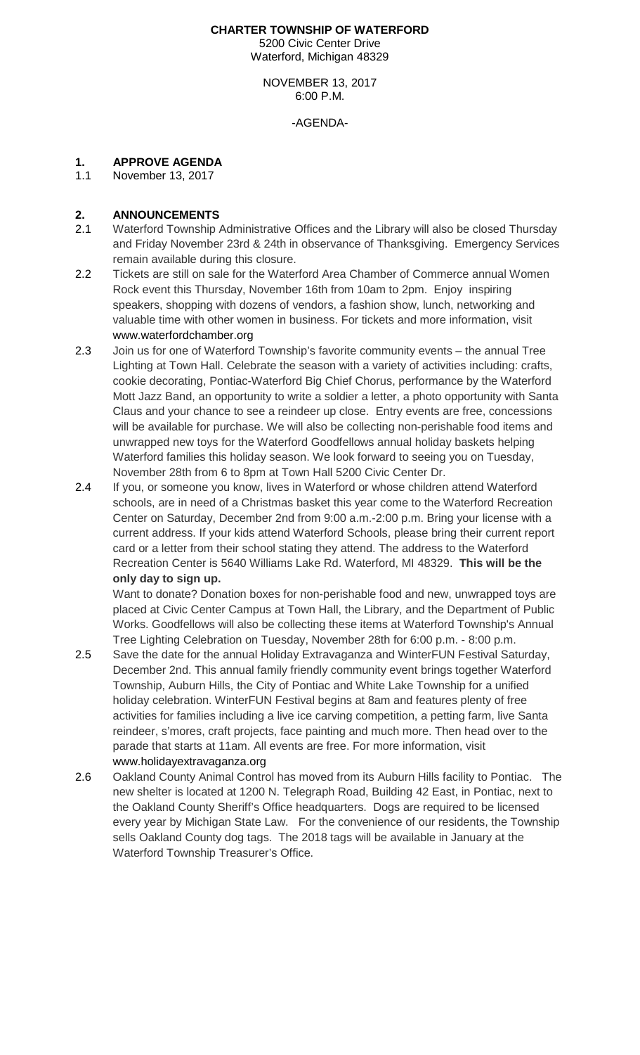**CHARTER TOWNSHIP OF WATERFORD**
5200 Civic Center Drive
Waterford, Michigan 48329

NOVEMBER 13, 2017
6:00 P.M.

-AGENDA-

## 1. APPROVE AGENDA

1.1 November 13, 2017

## 2. ANNOUNCEMENTS

2.1 Waterford Township Administrative Offices and the Library will also be closed Thursday and Friday November 23rd & 24th in observance of Thanksgiving. Emergency Services remain available during this closure.

2.2 Tickets are still on sale for the Waterford Area Chamber of Commerce annual Women Rock event this Thursday, November 16th from 10am to 2pm. Enjoy inspiring speakers, shopping with dozens of vendors, a fashion show, lunch, networking and valuable time with other women in business. For tickets and more information, visit www.waterfordchamber.org

2.3 Join us for one of Waterford Township's favorite community events – the annual Tree Lighting at Town Hall. Celebrate the season with a variety of activities including: crafts, cookie decorating, Pontiac-Waterford Big Chief Chorus, performance by the Waterford Mott Jazz Band, an opportunity to write a soldier a letter, a photo opportunity with Santa Claus and your chance to see a reindeer up close. Entry events are free, concessions will be available for purchase. We will also be collecting non-perishable food items and unwrapped new toys for the Waterford Goodfellows annual holiday baskets helping Waterford families this holiday season. We look forward to seeing you on Tuesday, November 28th from 6 to 8pm at Town Hall 5200 Civic Center Dr.

2.4 If you, or someone you know, lives in Waterford or whose children attend Waterford schools, are in need of a Christmas basket this year come to the Waterford Recreation Center on Saturday, December 2nd from 9:00 a.m.-2:00 p.m. Bring your license with a current address. If your kids attend Waterford Schools, please bring their current report card or a letter from their school stating they attend. The address to the Waterford Recreation Center is 5640 Williams Lake Rd. Waterford, MI 48329. **This will be the only day to sign up.**

Want to donate? Donation boxes for non-perishable food and new, unwrapped toys are placed at Civic Center Campus at Town Hall, the Library, and the Department of Public Works. Goodfellows will also be collecting these items at Waterford Township's Annual Tree Lighting Celebration on Tuesday, November 28th for 6:00 p.m. - 8:00 p.m.

2.5 Save the date for the annual Holiday Extravaganza and WinterFUN Festival Saturday, December 2nd. This annual family friendly community event brings together Waterford Township, Auburn Hills, the City of Pontiac and White Lake Township for a unified holiday celebration. WinterFUN Festival begins at 8am and features plenty of free activities for families including a live ice carving competition, a petting farm, live Santa reindeer, s'mores, craft projects, face painting and much more. Then head over to the parade that starts at 11am. All events are free. For more information, visit www.holidayextravaganza.org

2.6 Oakland County Animal Control has moved from its Auburn Hills facility to Pontiac. The new shelter is located at 1200 N. Telegraph Road, Building 42 East, in Pontiac, next to the Oakland County Sheriff's Office headquarters. Dogs are required to be licensed every year by Michigan State Law. For the convenience of our residents, the Township sells Oakland County dog tags. The 2018 tags will be available in January at the Waterford Township Treasurer's Office.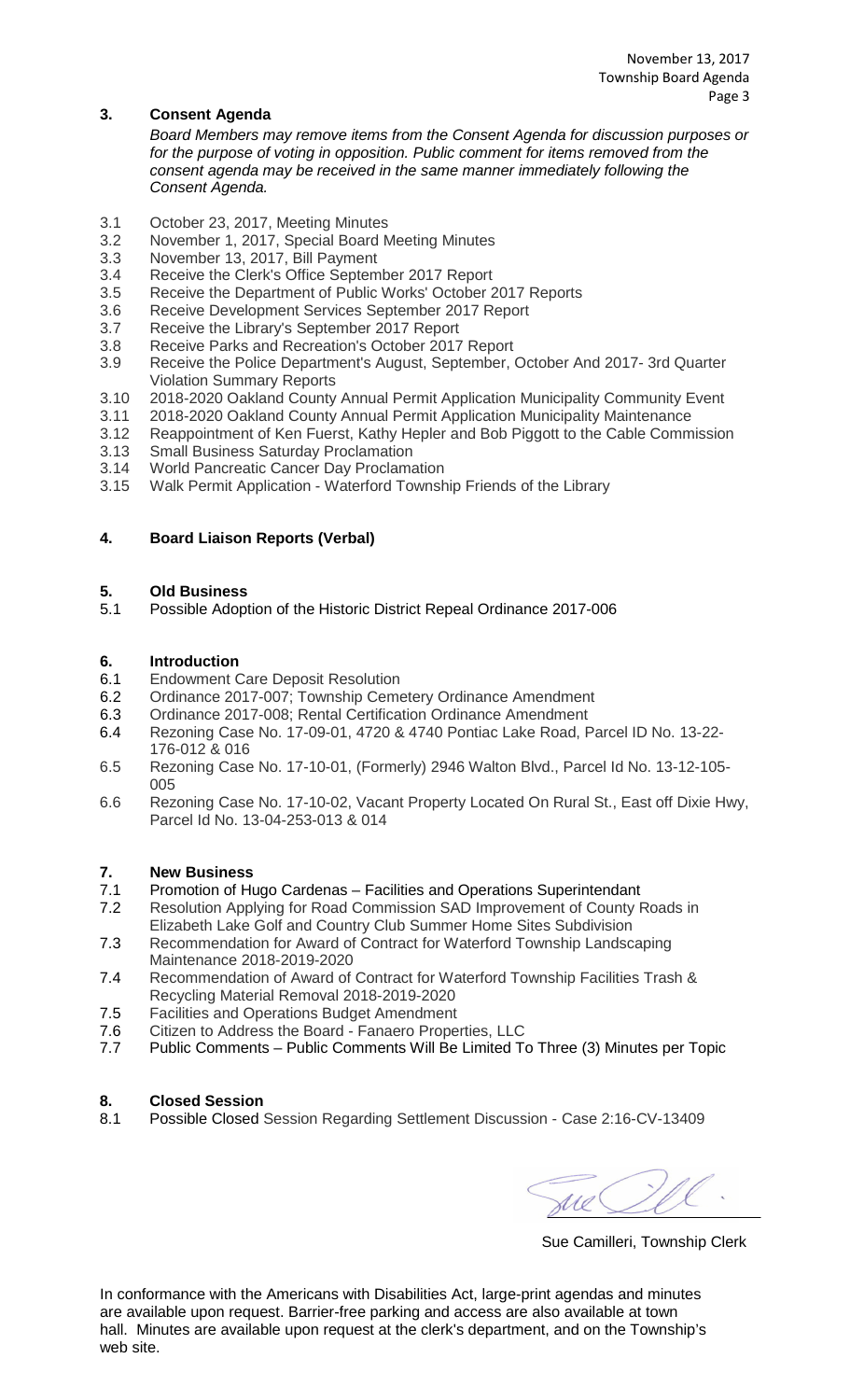## 3. Consent Agenda

*Board Members may remove items from the Consent Agenda for discussion purposes or for the purpose of voting in opposition. Public comment for items removed from the consent agenda may be received in the same manner immediately following the Consent Agenda.*

- 3.1 October 23, 2017, Meeting Minutes
- 3.2 November 1, 2017, Special Board Meeting Minutes
- 3.3 November 13, 2017, Bill Payment
- 3.4 Receive the Clerk's Office September 2017 Report
- 3.5 Receive the Department of Public Works' October 2017 Reports
- 3.6 Receive Development Services September 2017 Report
- 3.7 Receive the Library's September 2017 Report
- 3.8 Receive Parks and Recreation's October 2017 Report
- 3.9 Receive the Police Department's August, September, October And 2017- 3rd Quarter Violation Summary Reports
- 3.10 2018-2020 Oakland County Annual Permit Application Municipality Community Event
- 3.11 2018-2020 Oakland County Annual Permit Application Municipality Maintenance
- 3.12 Reappointment of Ken Fuerst, Kathy Hepler and Bob Piggott to the Cable Commission
- 3.13 Small Business Saturday Proclamation
- 3.14 World Pancreatic Cancer Day Proclamation
- 3.15 Walk Permit Application - Waterford Township Friends of the Library

## 4. Board Liaison Reports (Verbal)

## 5. Old Business

- 5.1 Possible Adoption of the Historic District Repeal Ordinance 2017-006

## 6. Introduction

- 6.1 Endowment Care Deposit Resolution
- 6.2 Ordinance 2017-007; Township Cemetery Ordinance Amendment
- 6.3 Ordinance 2017-008; Rental Certification Ordinance Amendment
- 6.4 Rezoning Case No. 17-09-01, 4720 & 4740 Pontiac Lake Road, Parcel ID No. 13-22-176-012 & 016
- 6.5 Rezoning Case No. 17-10-01, (Formerly) 2946 Walton Blvd., Parcel Id No. 13-12-105-005
- 6.6 Rezoning Case No. 17-10-02, Vacant Property Located On Rural St., East off Dixie Hwy, Parcel Id No. 13-04-253-013 & 014

## 7. New Business

- 7.1 Promotion of Hugo Cardenas – Facilities and Operations Superintendant
- 7.2 Resolution Applying for Road Commission SAD Improvement of County Roads in Elizabeth Lake Golf and Country Club Summer Home Sites Subdivision
- 7.3 Recommendation for Award of Contract for Waterford Township Landscaping Maintenance 2018-2019-2020
- 7.4 Recommendation of Award of Contract for Waterford Township Facilities Trash & Recycling Material Removal 2018-2019-2020
- 7.5 Facilities and Operations Budget Amendment
- 7.6 Citizen to Address the Board - Fanaero Properties, LLC
- 7.7 Public Comments – Public Comments Will Be Limited To Three (3) Minutes per Topic

## 8. Closed Session

- 8.1 Possible Closed Session Regarding Settlement Discussion - Case 2:16-CV-13409

Sue Camilleri, Township Clerk

In conformance with the Americans with Disabilities Act, large-print agendas and minutes are available upon request. Barrier-free parking and access are also available at town hall. Minutes are available upon request at the clerk's department, and on the Township's web site.